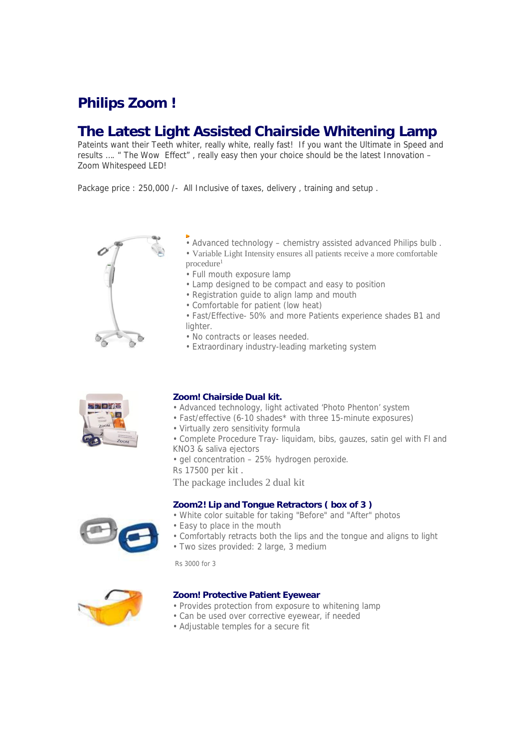# Philips Zoom !

## The Latest Light Assisted Chairside Whitening Lamp

Pateints want their Teeth whiter, really white, really fast! If you want the Ultimate in Speed and results …. " The Wow Effect" , really easy then your choice should be the latest Innovation – Zoom Whitespeed LED!

Package price : 250,000 /- All Inclusive of taxes, delivery , training and setup .

- Advanced technology – chemistry assisted advanced Philips bulb .
- Variable Light Intensity ensures all patients receive a more comfortable procedure[1]
- Full mouth exposure lamp
- Lamp designed to be compact and easy to position
- Registration guide to align lamp and mouth
- Comfortable for patient (low heat)
- Fast/Effective- 50% and more Patients experience shades B1 and lighter.
- No contracts or leases needed.
- Extraordinary industry-leading marketing system

### Zoom! Chairside Dual kit.

- Advanced technology, light activated 'Photo Phenton' system
- Fast/effective (6-10 shades* with three 15-minute exposures)
- Virtually zero sensitivity formula
- Complete Procedure Tray- liquidam, bibs, gauzes, satin gel with Fl and KNO3 & saliva ejectors
- gel concentration – 25% hydrogen peroxide.

Rs 17500 per kit .

The package includes 2 dual kit

### Zoom2! Lip and Tongue Retractors ( box of 3 )

- White color suitable for taking "Before" and "After" photos
- Easy to place in the mouth
- Comfortably retracts both the lips and the tongue and aligns to light
- Two sizes provided: 2 large, 3 medium

Rs 3000 for 3

### Zoom! Protective Patient Eyewear

- Provides protection from exposure to whitening lamp
- Can be used over corrective eyewear, if needed
- Adjustable temples for a secure fit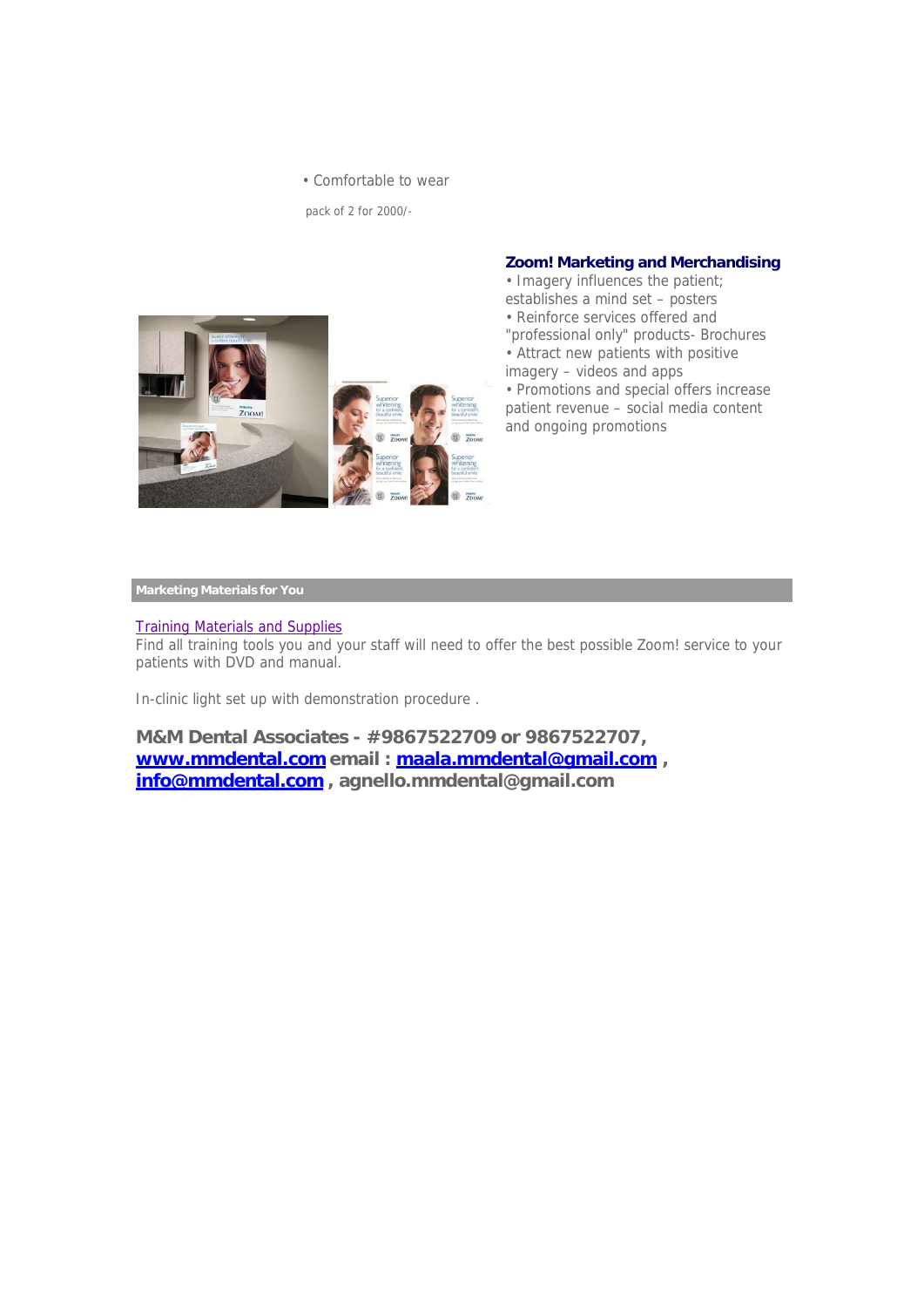• Comfortable to wear

pack of 2 for 2000/-

### Zoom! Marketing and Merchandising

• Imagery influences the patient; establishes a mind set – posters
• Reinforce services offered and "professional only" products- Brochures
• Attract new patients with positive imagery – videos and apps
• Promotions and special offers increase patient revenue – social media content and ongoing promotions

## Marketing Materials for You

Training Materials and Supplies
Find all training tools you and your staff will need to offer the best possible Zoom! service to your patients with DVD and manual.

In-clinic light set up with demonstration procedure .

**M&M Dental Associates - #9867522709 or 9867522707, www.mmdental.com email : maala.mmdental@gmail.com , info@mmdental.com , agnello.mmdental@gmail.com**